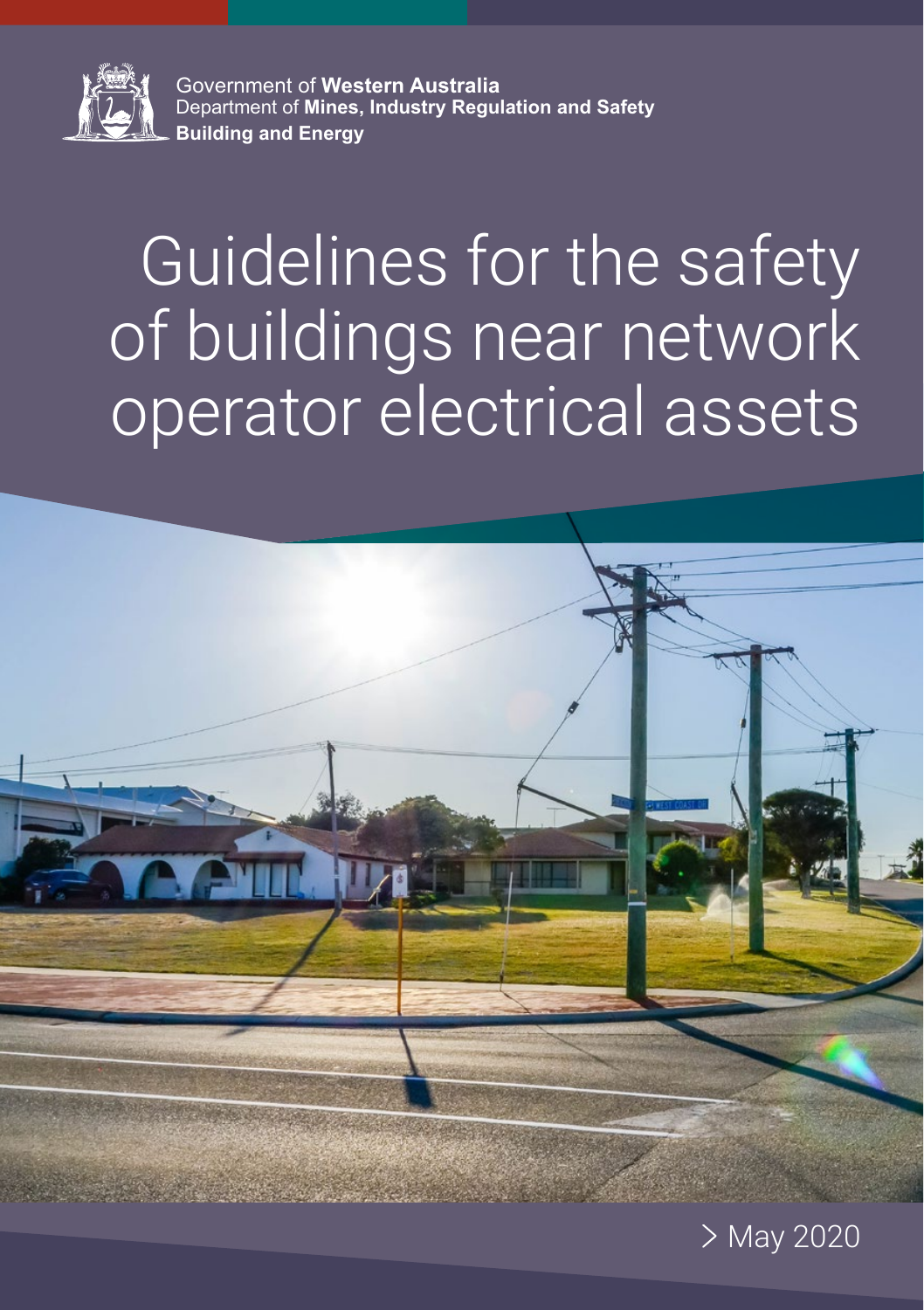Government of **Western Australia**
Department of **Mines, Industry Regulation and Safety**
**Building and Energy**

# Guidelines for the safety of buildings near network operator electrical assets

> May 2020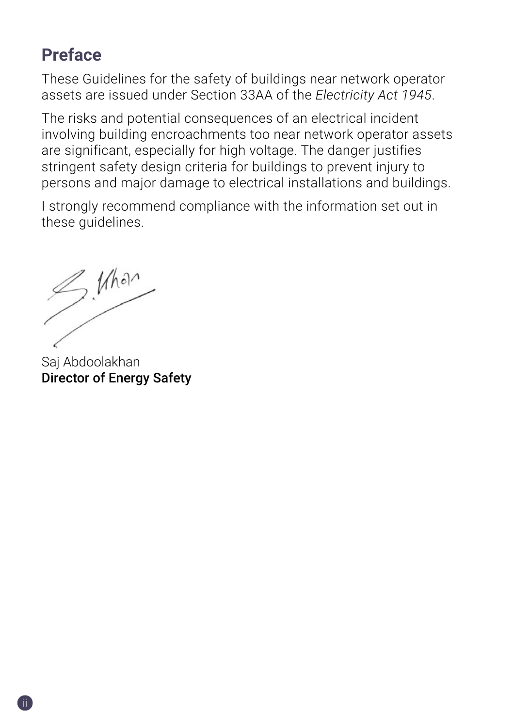## Preface

These Guidelines for the safety of buildings near network operator assets are issued under Section 33AA of the *Electricity Act 1945*.

The risks and potential consequences of an electrical incident involving building encroachments too near network operator assets are significant, especially for high voltage. The danger justifies stringent safety design criteria for buildings to prevent injury to persons and major damage to electrical installations and buildings.

I strongly recommend compliance with the information set out in these guidelines.

Saj Abdoolakhan
**Director of Energy Safety**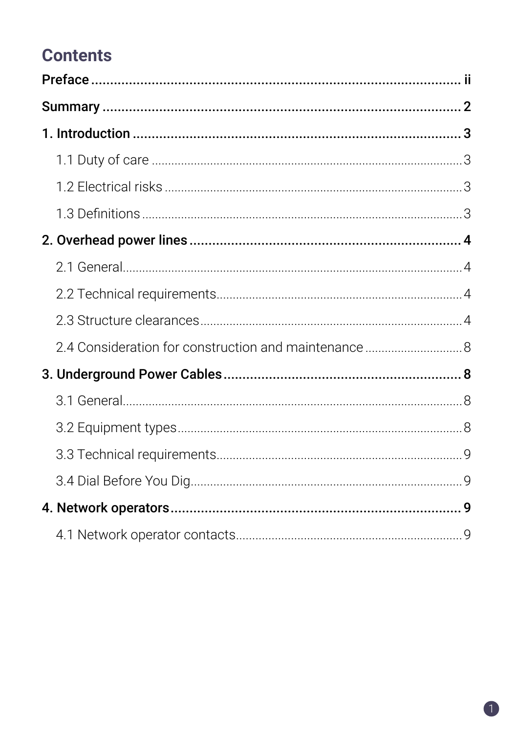# Contents

**Preface** .......... ii

**Summary** .......... 2

**1. Introduction** .......... 3

- 1.1 Duty of care .......... 3
- 1.2 Electrical risks .......... 3
- 1.3 Definitions .......... 3

**2. Overhead power lines** .......... 4

- 2.1 General .......... 4
- 2.2 Technical requirements .......... 4
- 2.3 Structure clearances .......... 4
- 2.4 Consideration for construction and maintenance .......... 8

**3. Underground Power Cables** .......... 8

- 3.1 General .......... 8
- 3.2 Equipment types .......... 8
- 3.3 Technical requirements .......... 9
- 3.4 Dial Before You Dig .......... 9

**4. Network operators** .......... 9

- 4.1 Network operator contacts .......... 9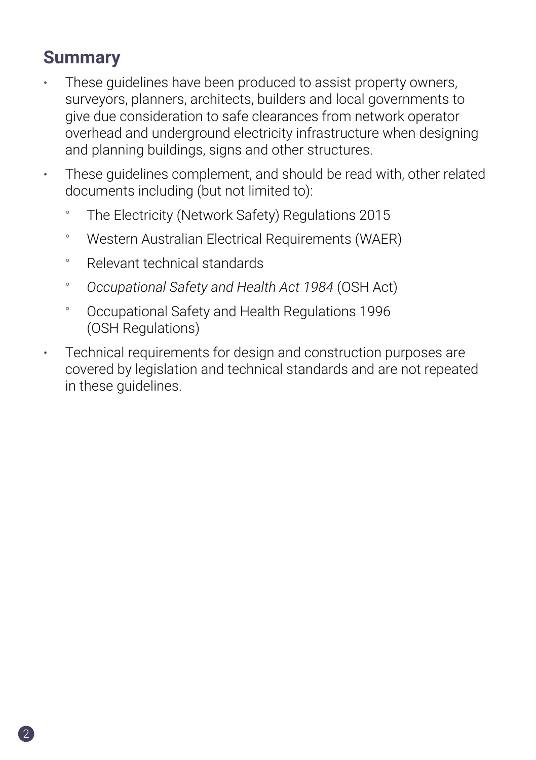## Summary

- These guidelines have been produced to assist property owners, surveyors, planners, architects, builders and local governments to give due consideration to safe clearances from network operator overhead and underground electricity infrastructure when designing and planning buildings, signs and other structures.
- These guidelines complement, and should be read with, other related documents including (but not limited to):
    - The Electricity (Network Safety) Regulations 2015
    - Western Australian Electrical Requirements (WAER)
    - Relevant technical standards
    - *Occupational Safety and Health Act 1984* (OSH Act)
    - Occupational Safety and Health Regulations 1996 (OSH Regulations)
- Technical requirements for design and construction purposes are covered by legislation and technical standards and are not repeated in these guidelines.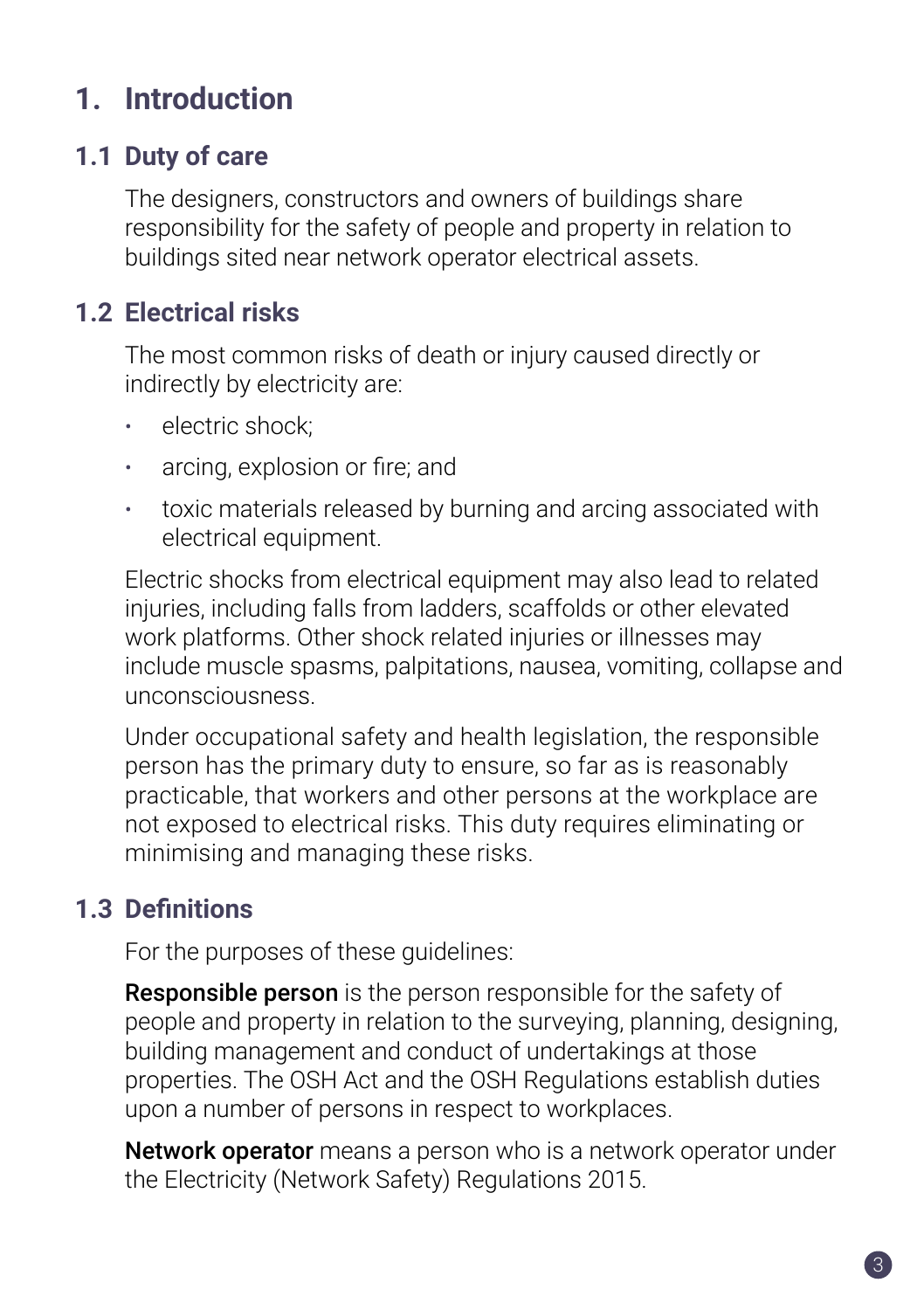# 1. Introduction

## 1.1 Duty of care

The designers, constructors and owners of buildings share responsibility for the safety of people and property in relation to buildings sited near network operator electrical assets.

## 1.2 Electrical risks

The most common risks of death or injury caused directly or indirectly by electricity are:

- electric shock;
- arcing, explosion or fire; and
- toxic materials released by burning and arcing associated with electrical equipment.

Electric shocks from electrical equipment may also lead to related injuries, including falls from ladders, scaffolds or other elevated work platforms. Other shock related injuries or illnesses may include muscle spasms, palpitations, nausea, vomiting, collapse and unconsciousness.

Under occupational safety and health legislation, the responsible person has the primary duty to ensure, so far as is reasonably practicable, that workers and other persons at the workplace are not exposed to electrical risks. This duty requires eliminating or minimising and managing these risks.

## 1.3 Definitions

For the purposes of these guidelines:

**Responsible person** is the person responsible for the safety of people and property in relation to the surveying, planning, designing, building management and conduct of undertakings at those properties. The OSH Act and the OSH Regulations establish duties upon a number of persons in respect to workplaces.

**Network operator** means a person who is a network operator under the Electricity (Network Safety) Regulations 2015.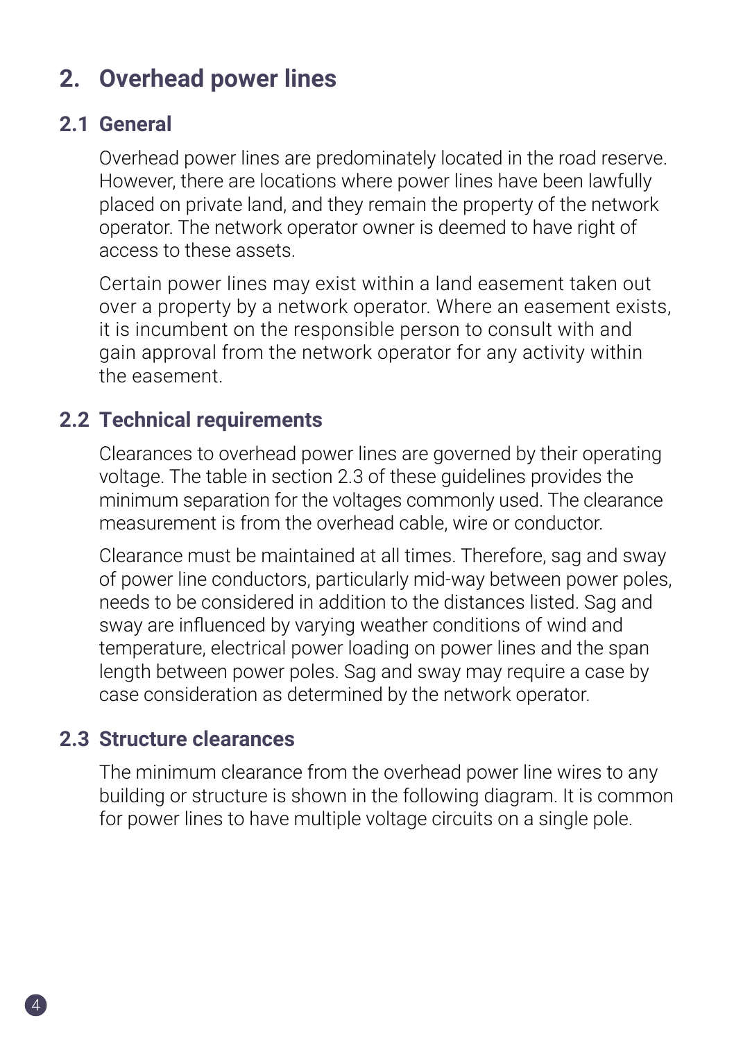## 2. Overhead power lines

### 2.1 General

Overhead power lines are predominately located in the road reserve. However, there are locations where power lines have been lawfully placed on private land, and they remain the property of the network operator. The network operator owner is deemed to have right of access to these assets.

Certain power lines may exist within a land easement taken out over a property by a network operator. Where an easement exists, it is incumbent on the responsible person to consult with and gain approval from the network operator for any activity within the easement.

### 2.2 Technical requirements

Clearances to overhead power lines are governed by their operating voltage. The table in section 2.3 of these guidelines provides the minimum separation for the voltages commonly used. The clearance measurement is from the overhead cable, wire or conductor.

Clearance must be maintained at all times. Therefore, sag and sway of power line conductors, particularly mid-way between power poles, needs to be considered in addition to the distances listed. Sag and sway are influenced by varying weather conditions of wind and temperature, electrical power loading on power lines and the span length between power poles. Sag and sway may require a case by case consideration as determined by the network operator.

### 2.3 Structure clearances

The minimum clearance from the overhead power line wires to any building or structure is shown in the following diagram. It is common for power lines to have multiple voltage circuits on a single pole.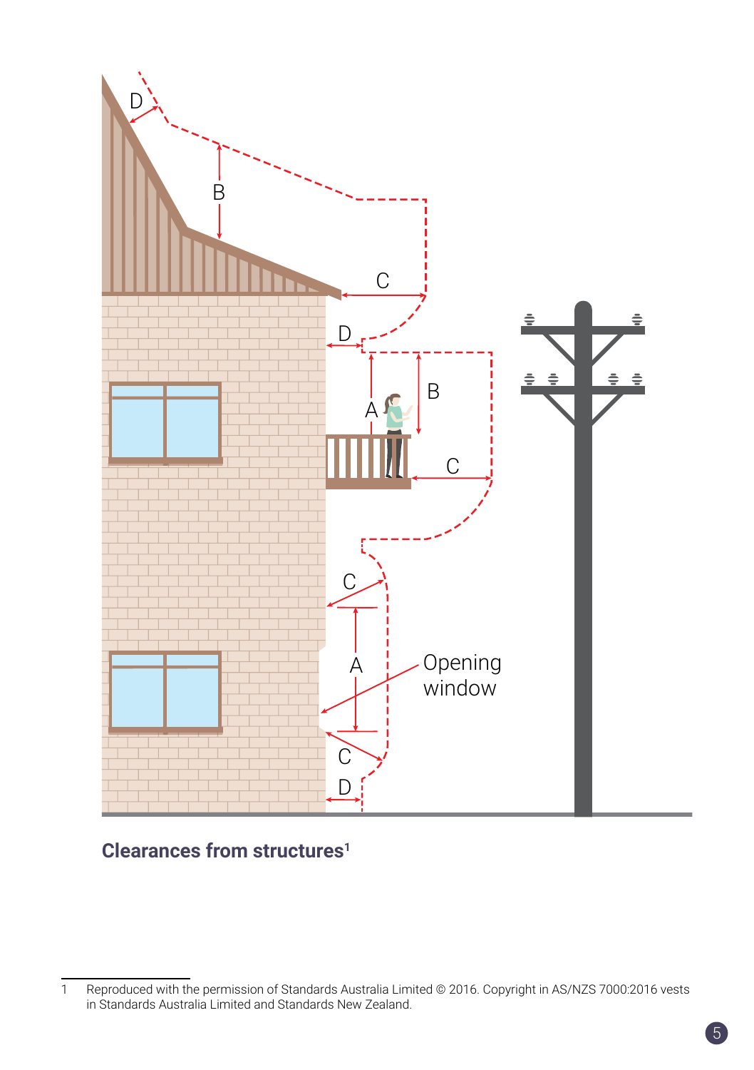**Clearances from structures**[1]

---

1 Reproduced with the permission of Standards Australia Limited © 2016. Copyright in AS/NZS 7000:2016 vests in Standards Australia Limited and Standards New Zealand.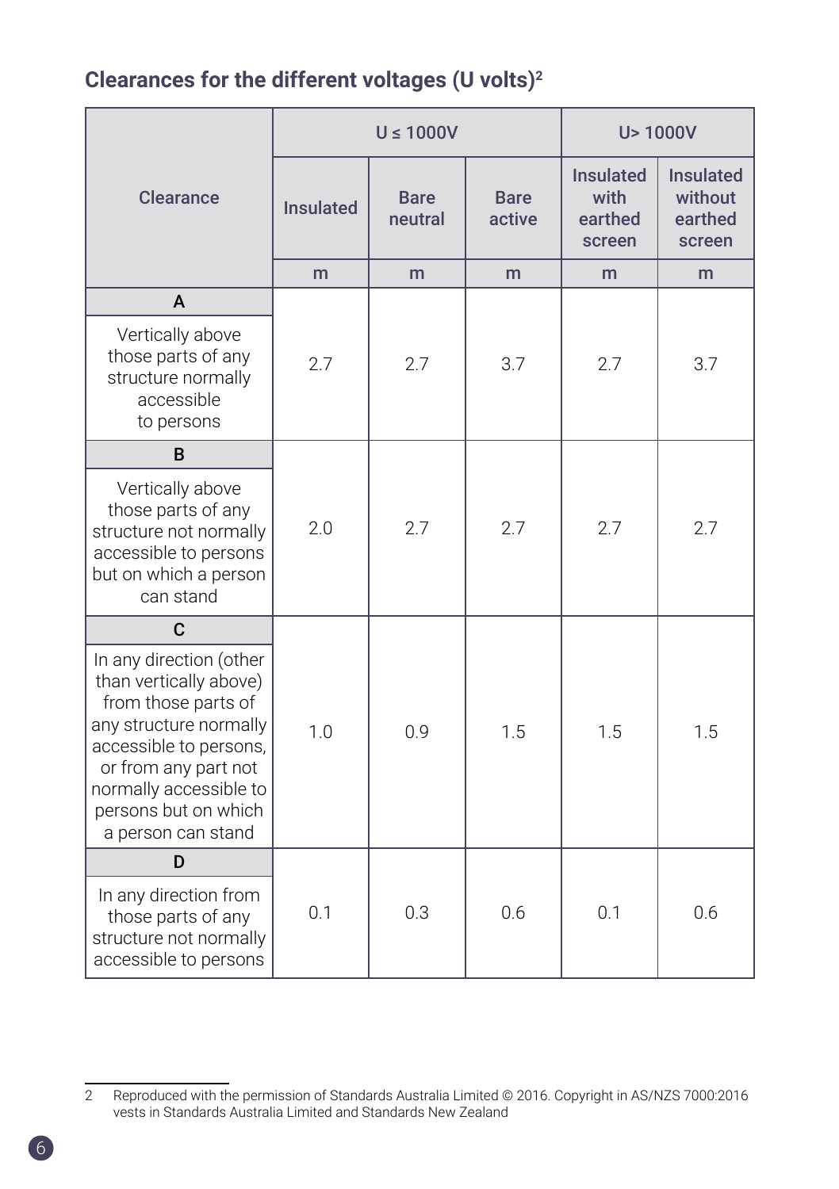## Clearances for the different voltages (U volts)[2]

| Clearance | U ≤ 1000V | | | U> 1000V | |
|---|---|---|---|---|---|
| | Insulated | Bare neutral | Bare active | Insulated with earthed screen | Insulated without earthed screen |
| | m | m | m | m | m |
| **A** Vertically above those parts of any structure normally accessible to persons | 2.7 | 2.7 | 3.7 | 2.7 | 3.7 |
| **B** Vertically above those parts of any structure not normally accessible to persons but on which a person can stand | 2.0 | 2.7 | 2.7 | 2.7 | 2.7 |
| **C** In any direction (other than vertically above) from those parts of any structure normally accessible to persons, or from any part not normally accessible to persons but on which a person can stand | 1.0 | 0.9 | 1.5 | 1.5 | 1.5 |
| **D** In any direction from those parts of any structure not normally accessible to persons | 0.1 | 0.3 | 0.6 | 0.1 | 0.6 |

2 Reproduced with the permission of Standards Australia Limited © 2016. Copyright in AS/NZS 7000:2016 vests in Standards Australia Limited and Standards New Zealand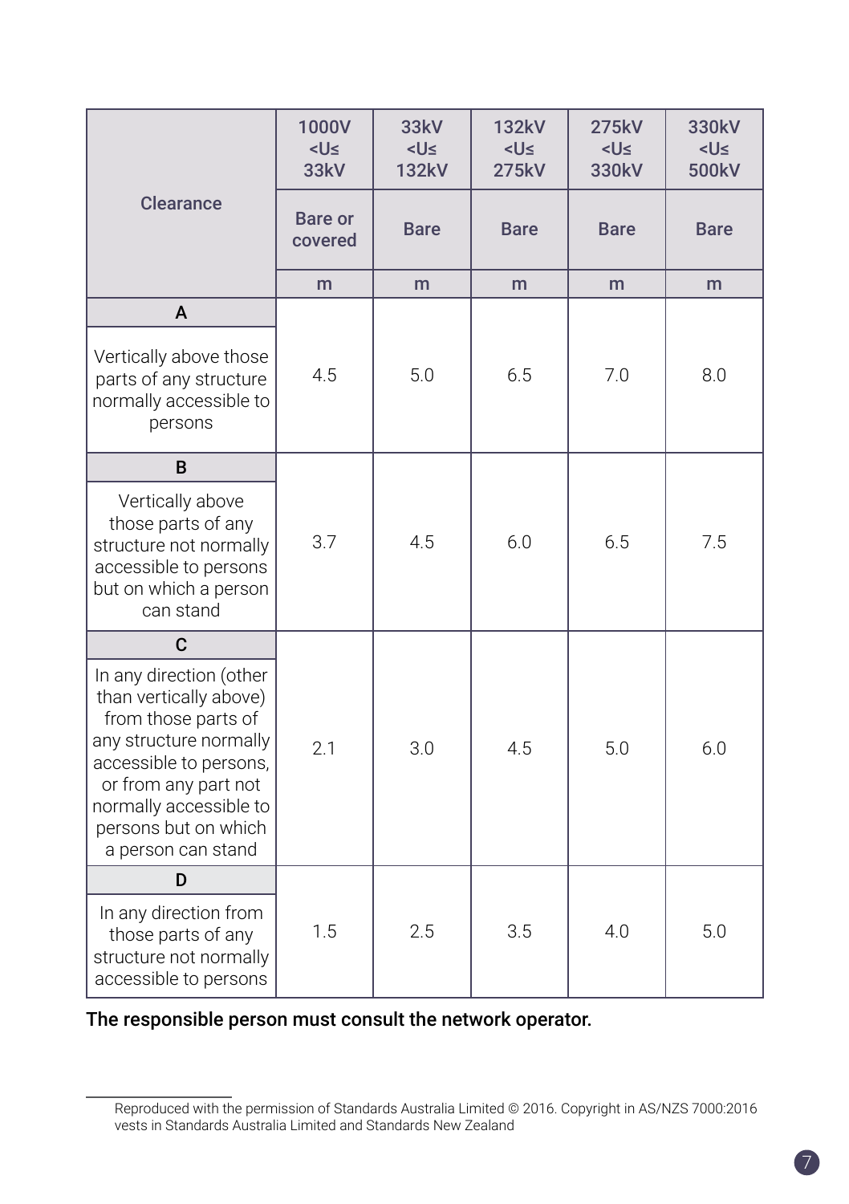| Clearance | 1000V <U≤ 33kV | 33kV <U≤ 132kV | 132kV <U≤ 275kV | 275kV <U≤ 330kV | 330kV <U≤ 500kV |
|---|---|---|---|---|---|
| | Bare or covered | Bare | Bare | Bare | Bare |
| | m | m | m | m | m |
| **A** Vertically above those parts of any structure normally accessible to persons | 4.5 | 5.0 | 6.5 | 7.0 | 8.0 |
| **B** Vertically above those parts of any structure not normally accessible to persons but on which a person can stand | 3.7 | 4.5 | 6.0 | 6.5 | 7.5 |
| **C** In any direction (other than vertically above) from those parts of any structure normally accessible to persons, or from any part not normally accessible to persons but on which a person can stand | 2.1 | 3.0 | 4.5 | 5.0 | 6.0 |
| **D** In any direction from those parts of any structure not normally accessible to persons | 1.5 | 2.5 | 3.5 | 4.0 | 5.0 |

**The responsible person must consult the network operator.**

Reproduced with the permission of Standards Australia Limited © 2016. Copyright in AS/NZS 7000:2016 vests in Standards Australia Limited and Standards New Zealand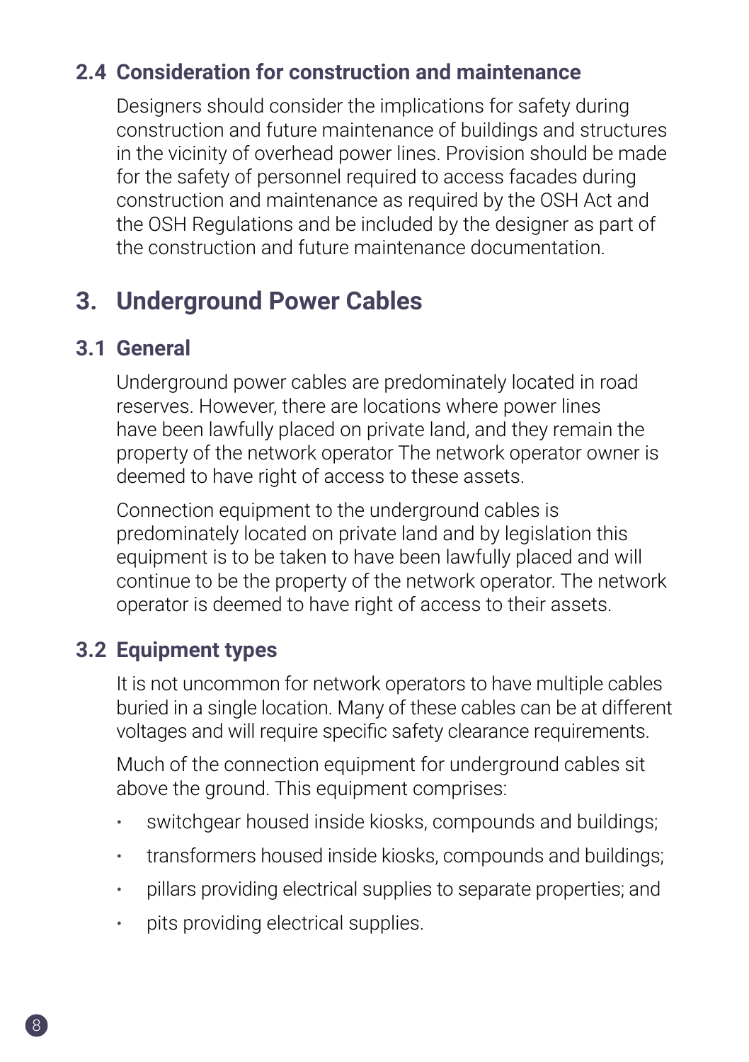### 2.4 Consideration for construction and maintenance

Designers should consider the implications for safety during construction and future maintenance of buildings and structures in the vicinity of overhead power lines. Provision should be made for the safety of personnel required to access facades during construction and maintenance as required by the OSH Act and the OSH Regulations and be included by the designer as part of the construction and future maintenance documentation.

## 3. Underground Power Cables

### 3.1 General

Underground power cables are predominately located in road reserves. However, there are locations where power lines have been lawfully placed on private land, and they remain the property of the network operator The network operator owner is deemed to have right of access to these assets.

Connection equipment to the underground cables is predominately located on private land and by legislation this equipment is to be taken to have been lawfully placed and will continue to be the property of the network operator. The network operator is deemed to have right of access to their assets.

### 3.2 Equipment types

It is not uncommon for network operators to have multiple cables buried in a single location. Many of these cables can be at different voltages and will require specific safety clearance requirements.

Much of the connection equipment for underground cables sit above the ground. This equipment comprises:

- switchgear housed inside kiosks, compounds and buildings;
- transformers housed inside kiosks, compounds and buildings;
- pillars providing electrical supplies to separate properties; and
- pits providing electrical supplies.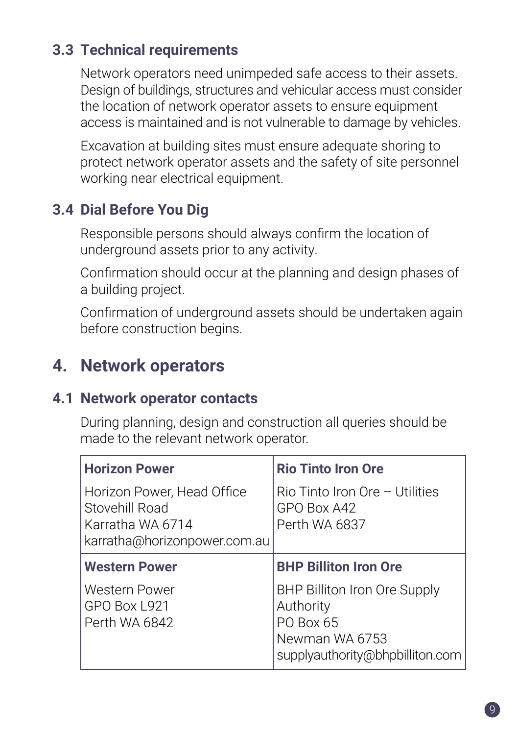### 3.3 Technical requirements

Network operators need unimpeded safe access to their assets. Design of buildings, structures and vehicular access must consider the location of network operator assets to ensure equipment access is maintained and is not vulnerable to damage by vehicles.

Excavation at building sites must ensure adequate shoring to protect network operator assets and the safety of site personnel working near electrical equipment.

### 3.4 Dial Before You Dig

Responsible persons should always confirm the location of underground assets prior to any activity.

Confirmation should occur at the planning and design phases of a building project.

Confirmation of underground assets should be undertaken again before construction begins.

## 4. Network operators

### 4.1 Network operator contacts

During planning, design and construction all queries should be made to the relevant network operator.

| **Horizon Power** | **Rio Tinto Iron Ore** |
|---|---|
| Horizon Power, Head Office<br>Stovehill Road<br>Karratha WA 6714<br>karratha@horizonpower.com.au | Rio Tinto Iron Ore – Utilities<br>GPO Box A42<br>Perth WA 6837 |
| **Western Power** | **BHP Billiton Iron Ore** |
| Western Power<br>GPO Box L921<br>Perth WA 6842 | BHP Billiton Iron Ore Supply Authority<br>PO Box 65<br>Newman WA 6753<br>supplyauthority@bhpbilliton.com |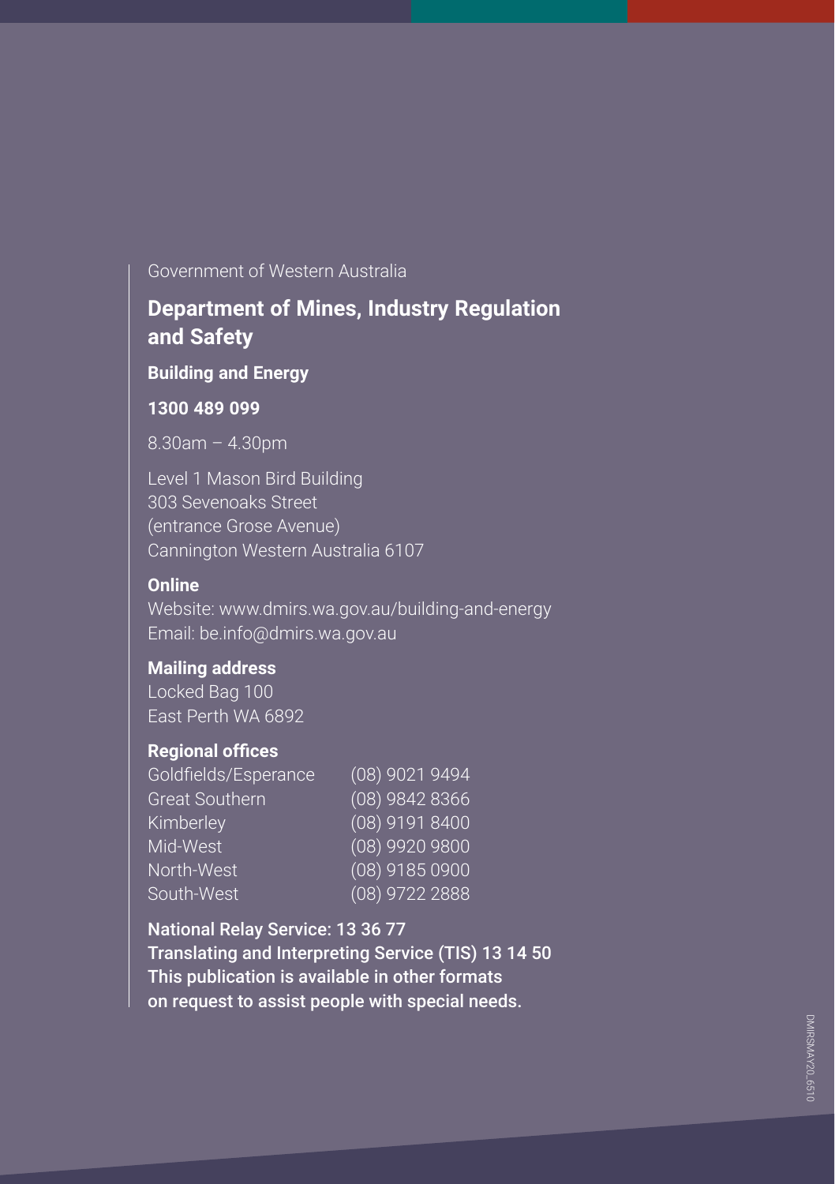Government of Western Australia

## Department of Mines, Industry Regulation and Safety

**Building and Energy**

**1300 489 099**

8.30am – 4.30pm

Level 1 Mason Bird Building
303 Sevenoaks Street
(entrance Grose Avenue)
Cannington Western Australia 6107

**Online**
Website: www.dmirs.wa.gov.au/building-and-energy
Email: be.info@dmirs.wa.gov.au

**Mailing address**
Locked Bag 100
East Perth WA 6892

**Regional offices**

| | |
|---|---|
| Goldfields/Esperance | (08) 9021 9494 |
| Great Southern | (08) 9842 8366 |
| Kimberley | (08) 9191 8400 |
| Mid-West | (08) 9920 9800 |
| North-West | (08) 9185 0900 |
| South-West | (08) 9722 2888 |

**National Relay Service: 13 36 77**
**Translating and Interpreting Service (TIS) 13 14 50**
**This publication is available in other formats on request to assist people with special needs.**

DMIRSMAY20_6510